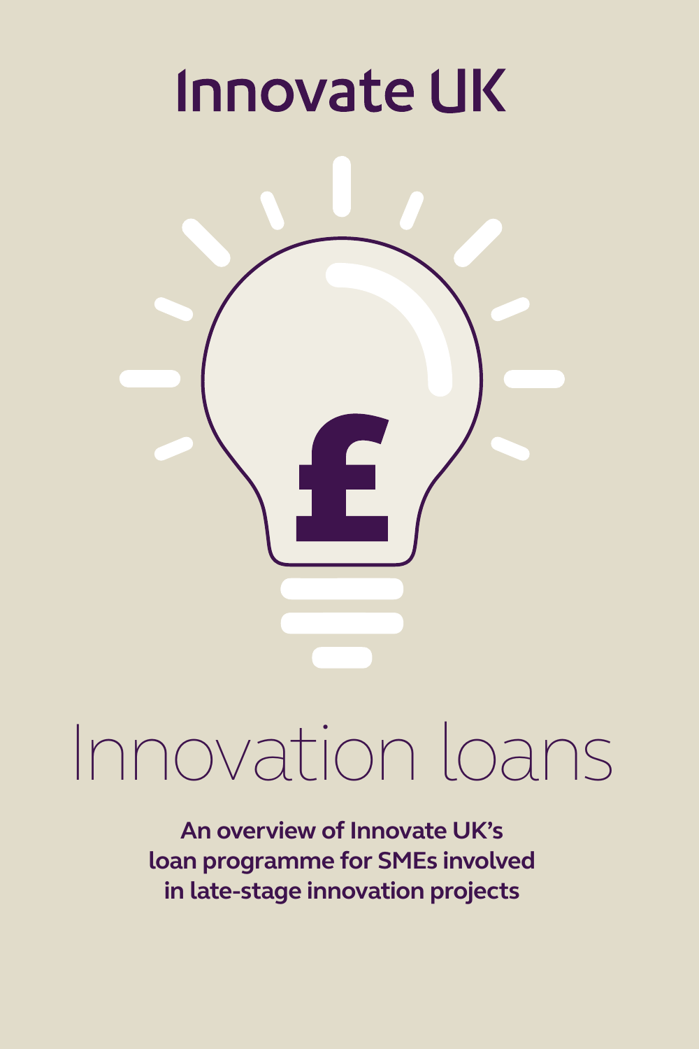Innovate UK

# Innovation loans

**An overview of Innovate UK's loan programme for SMEs involved in late-stage innovation projects**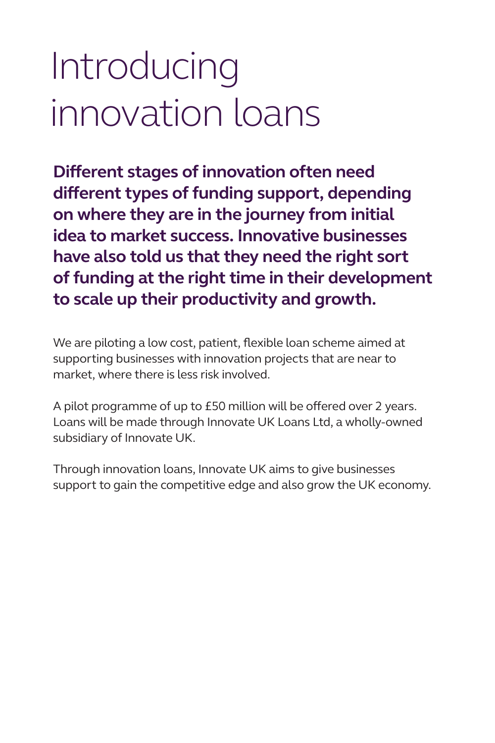# Introducing innovation loans

**Different stages of innovation often need different types of funding support, depending on where they are in the journey from initial idea to market success. Innovative businesses have also told us that they need the right sort of funding at the right time in their development to scale up their productivity and growth.**

We are piloting a low cost, patient, flexible loan scheme aimed at supporting businesses with innovation projects that are near to market, where there is less risk involved.

A pilot programme of up to £50 million will be offered over 2 years. Loans will be made through Innovate UK Loans Ltd, a wholly-owned subsidiary of Innovate UK.

Through innovation loans, Innovate UK aims to give businesses support to gain the competitive edge and also grow the UK economy.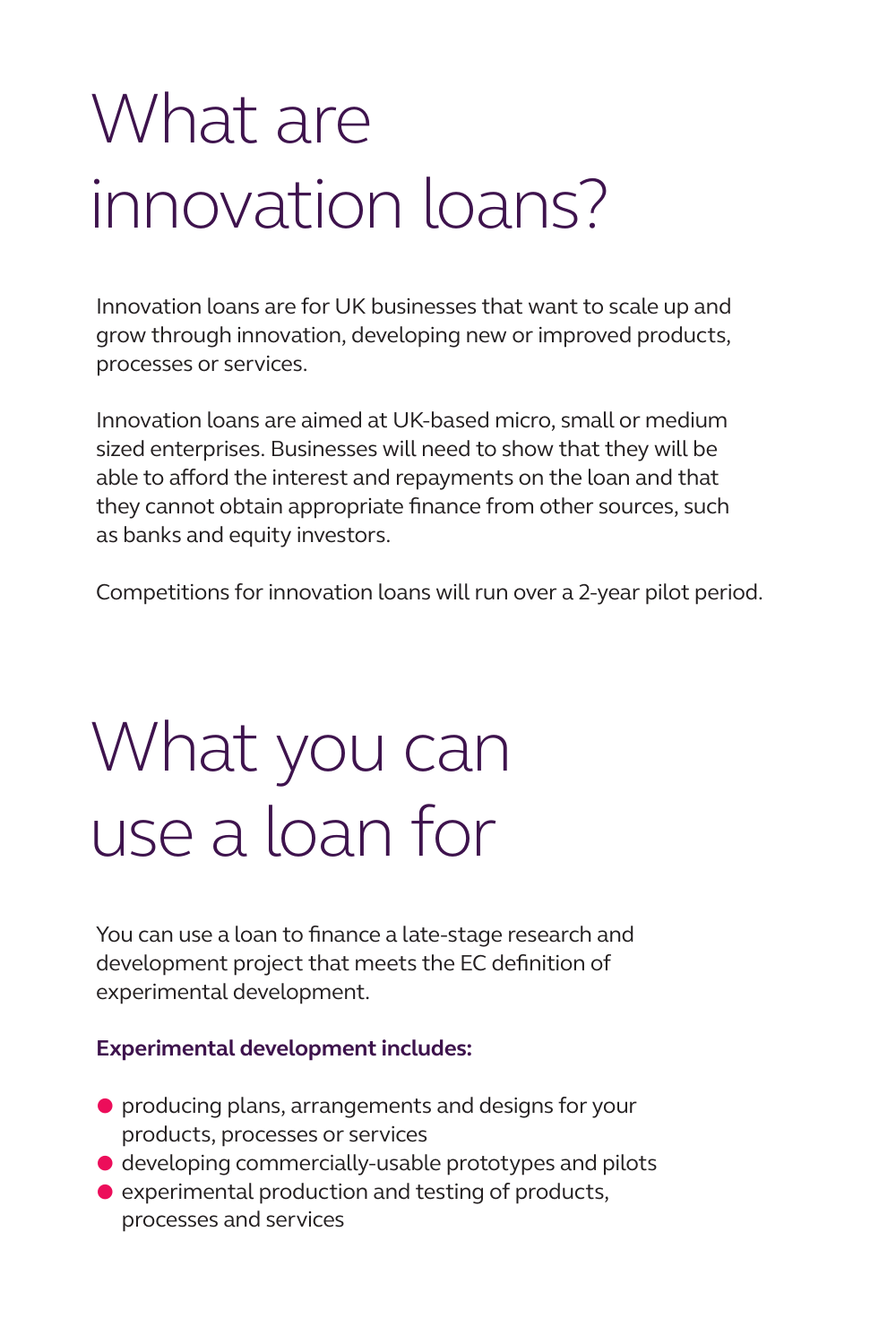# What are innovation loans?

Innovation loans are for UK businesses that want to scale up and grow through innovation, developing new or improved products, processes or services.

Innovation loans are aimed at UK-based micro, small or medium sized enterprises. Businesses will need to show that they will be able to afford the interest and repayments on the loan and that they cannot obtain appropriate finance from other sources, such as banks and equity investors.

Competitions for innovation loans will run over a 2-year pilot period.

# What you can use a loan for

You can use a loan to finance a late-stage research and development project that meets the EC definition of experimental development.

**Experimental development includes:**

- producing plans, arrangements and designs for your products, processes or services
- developing commercially-usable prototypes and pilots
- experimental production and testing of products, processes and services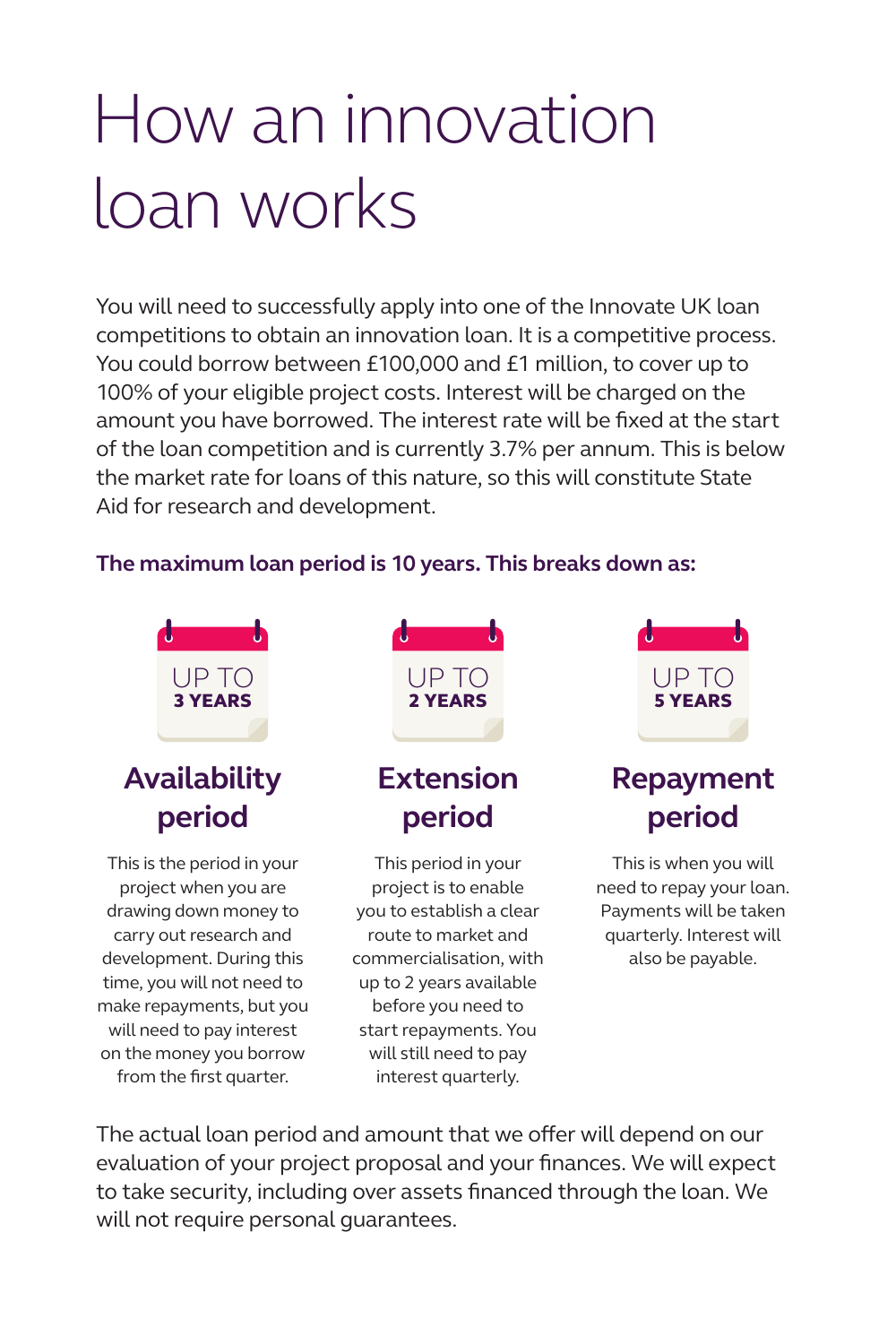# How an innovation loan works

You will need to successfully apply into one of the Innovate UK loan competitions to obtain an innovation loan. It is a competitive process. You could borrow between £100,000 and £1 million, to cover up to 100% of your eligible project costs. Interest will be charged on the amount you have borrowed. The interest rate will be fixed at the start of the loan competition and is currently 3.7% per annum. This is below the market rate for loans of this nature, so this will constitute State Aid for research and development.

**The maximum loan period is 10 years. This breaks down as:**

UP TO **3 YEARS**

## Availability period

This is the period in your project when you are drawing down money to carry out research and development. During this time, you will not need to make repayments, but you will need to pay interest on the money you borrow from the first quarter.

UP TO **2 YEARS**

## Extension period

This period in your project is to enable you to establish a clear route to market and commercialisation, with up to 2 years available before you need to start repayments. You will still need to pay interest quarterly.

UP TO **5 YEARS**

## Repayment period

This is when you will need to repay your loan. Payments will be taken quarterly. Interest will also be payable.

The actual loan period and amount that we offer will depend on our evaluation of your project proposal and your finances. We will expect to take security, including over assets financed through the loan. We will not require personal guarantees.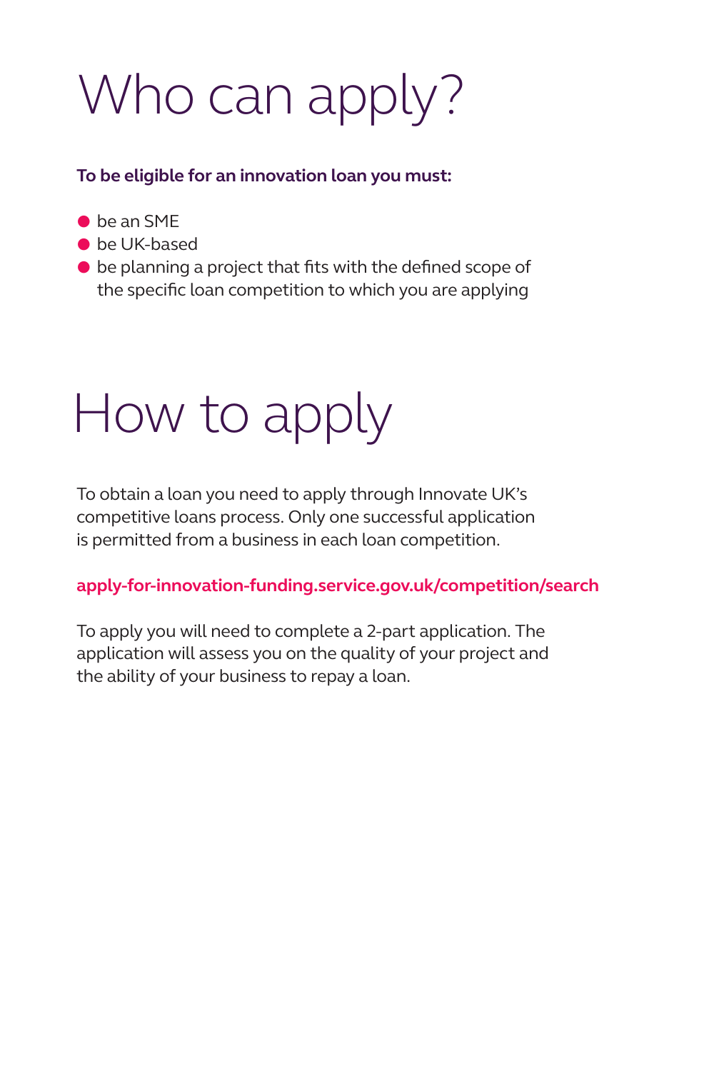# Who can apply?

**To be eligible for an innovation loan you must:**

- be an SME
- be UK-based
- be planning a project that fits with the defined scope of the specific loan competition to which you are applying

# How to apply

To obtain a loan you need to apply through Innovate UK's competitive loans process. Only one successful application is permitted from a business in each loan competition.

**apply-for-innovation-funding.service.gov.uk/competition/search**

To apply you will need to complete a 2-part application. The application will assess you on the quality of your project and the ability of your business to repay a loan.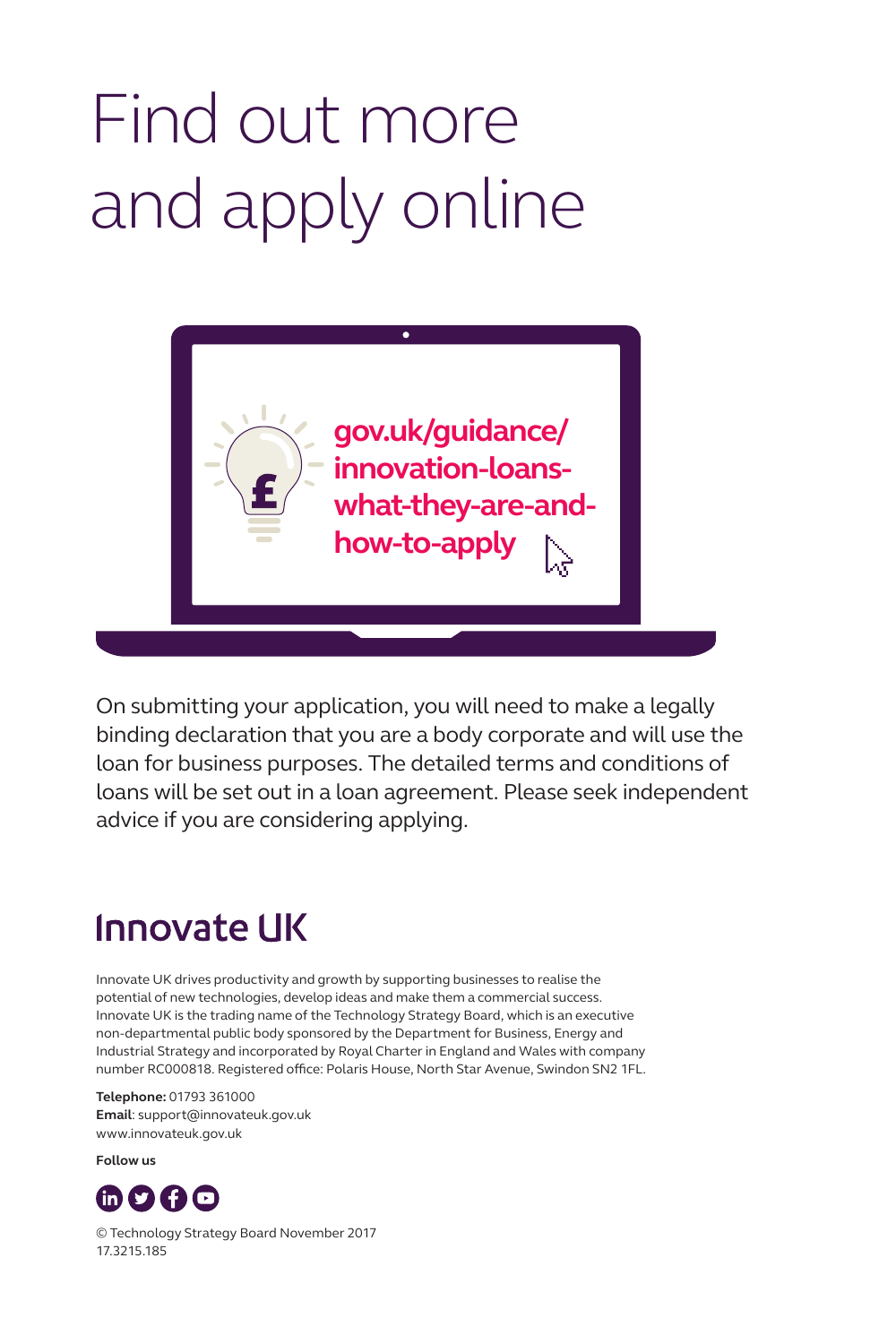# Find out more and apply online

**gov.uk/guidance/innovation-loans-what-they-are-and-how-to-apply**

On submitting your application, you will need to make a legally binding declaration that you are a body corporate and will use the loan for business purposes. The detailed terms and conditions of loans will be set out in a loan agreement. Please seek independent advice if you are considering applying.

## Innovate UK

Innovate UK drives productivity and growth by supporting businesses to realise the potential of new technologies, develop ideas and make them a commercial success. Innovate UK is the trading name of the Technology Strategy Board, which is an executive non-departmental public body sponsored by the Department for Business, Energy and Industrial Strategy and incorporated by Royal Charter in England and Wales with company number RC000818. Registered office: Polaris House, North Star Avenue, Swindon SN2 1FL.

**Telephone:** 01793 361000
**Email**: support@innovateuk.gov.uk
www.innovateuk.gov.uk

**Follow us**

© Technology Strategy Board November 2017
17.3215.185